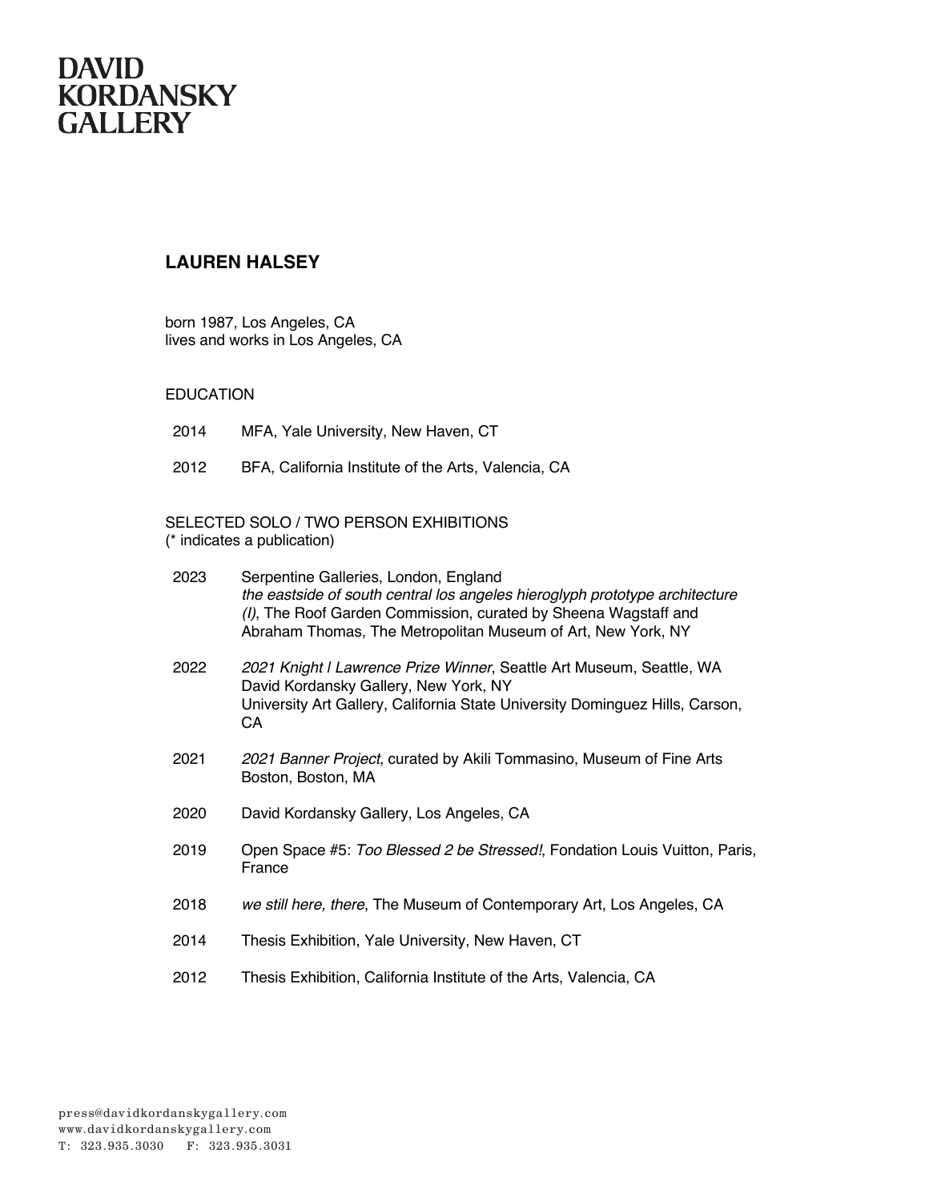# LAUREN HALSEY

born 1987, Los Angeles, CA
lives and works in Los Angeles, CA

## EDUCATION

2014 MFA, Yale University, New Haven, CT

2012 BFA, California Institute of the Arts, Valencia, CA

## SELECTED SOLO / TWO PERSON EXHIBITIONS

(* indicates a publication)

2023 Serpentine Galleries, London, England
*the eastside of south central los angeles hieroglyph prototype architecture (I)*, The Roof Garden Commission, curated by Sheena Wagstaff and Abraham Thomas, The Metropolitan Museum of Art, New York, NY

2022 *2021 Knight | Lawrence Prize Winner*, Seattle Art Museum, Seattle, WA
David Kordansky Gallery, New York, NY
University Art Gallery, California State University Dominguez Hills, Carson, CA

2021 *2021 Banner Project*, curated by Akili Tommasino, Museum of Fine Arts Boston, Boston, MA

2020 David Kordansky Gallery, Los Angeles, CA

2019 Open Space #5: *Too Blessed 2 be Stressed!*, Fondation Louis Vuitton, Paris, France

2018 *we still here, there*, The Museum of Contemporary Art, Los Angeles, CA

2014 Thesis Exhibition, Yale University, New Haven, CT

2012 Thesis Exhibition, California Institute of the Arts, Valencia, CA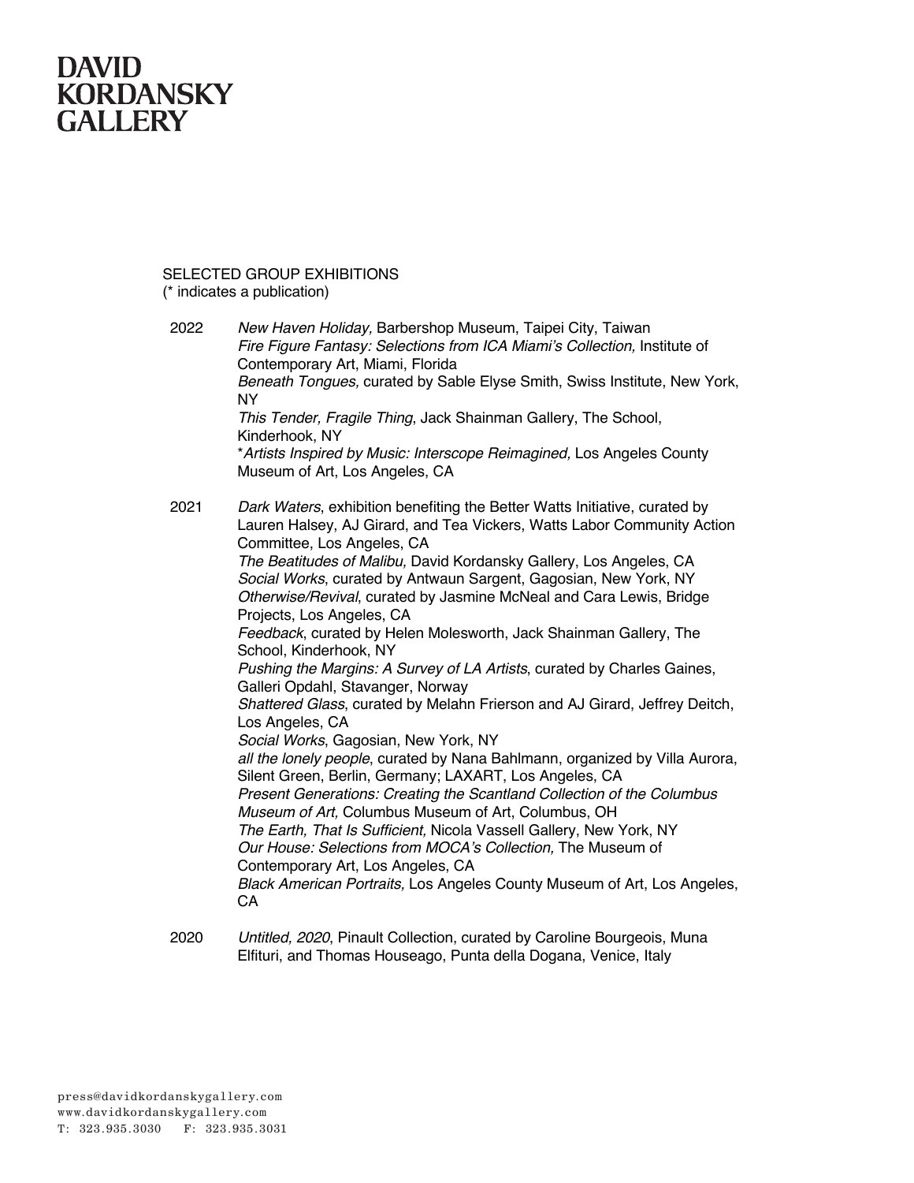SELECTED GROUP EXHIBITIONS
(* indicates a publication)

2022
*New Haven Holiday,* Barbershop Museum, Taipei City, Taiwan
*Fire Figure Fantasy: Selections from ICA Miami's Collection,* Institute of Contemporary Art, Miami, Florida
*Beneath Tongues,* curated by Sable Elyse Smith, Swiss Institute, New York, NY
*This Tender, Fragile Thing*, Jack Shainman Gallery, The School, Kinderhook, NY
**Artists Inspired by Music: Interscope Reimagined,* Los Angeles County Museum of Art, Los Angeles, CA

2021
*Dark Waters*, exhibition benefiting the Better Watts Initiative, curated by Lauren Halsey, AJ Girard, and Tea Vickers, Watts Labor Community Action Committee, Los Angeles, CA
*The Beatitudes of Malibu,* David Kordansky Gallery, Los Angeles, CA
*Social Works*, curated by Antwaun Sargent, Gagosian, New York, NY
*Otherwise/Revival*, curated by Jasmine McNeal and Cara Lewis, Bridge Projects, Los Angeles, CA
*Feedback*, curated by Helen Molesworth, Jack Shainman Gallery, The School, Kinderhook, NY
*Pushing the Margins: A Survey of LA Artists*, curated by Charles Gaines, Galleri Opdahl, Stavanger, Norway
*Shattered Glass*, curated by Melahn Frierson and AJ Girard, Jeffrey Deitch, Los Angeles, CA
*Social Works*, Gagosian, New York, NY
*all the lonely people*, curated by Nana Bahlmann, organized by Villa Aurora, Silent Green, Berlin, Germany; LAXART, Los Angeles, CA
*Present Generations: Creating the Scantland Collection of the Columbus Museum of Art,* Columbus Museum of Art, Columbus, OH
*The Earth, That Is Sufficient,* Nicola Vassell Gallery, New York, NY
*Our House: Selections from MOCA's Collection,* The Museum of Contemporary Art, Los Angeles, CA
*Black American Portraits,* Los Angeles County Museum of Art, Los Angeles, CA

2020
*Untitled, 2020*, Pinault Collection, curated by Caroline Bourgeois, Muna Elfituri, and Thomas Houseago, Punta della Dogana, Venice, Italy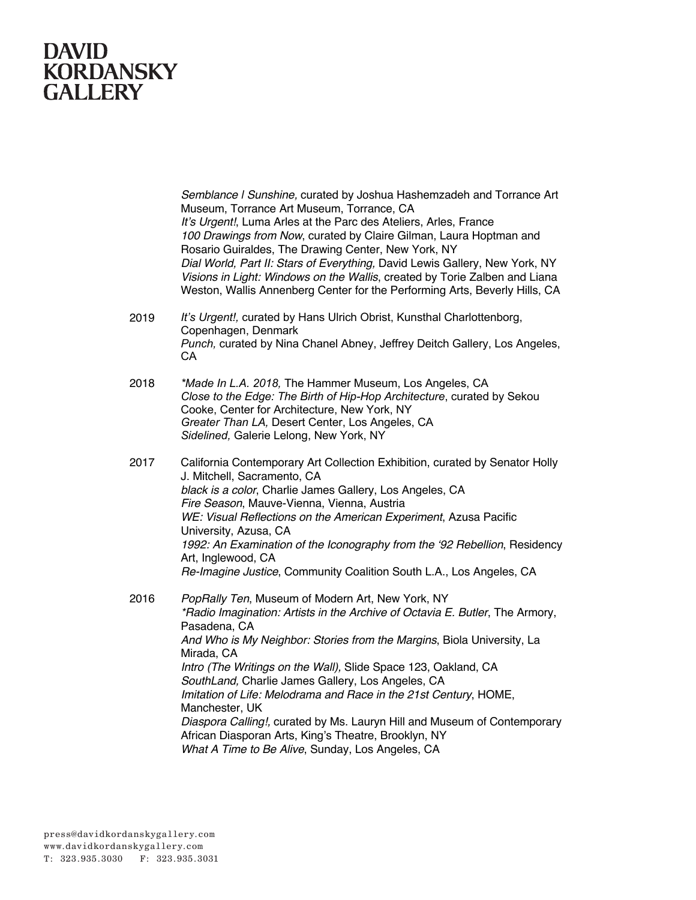*Semblance I Sunshine,* curated by Joshua Hashemzadeh and Torrance Art Museum, Torrance Art Museum, Torrance, CA
*It's Urgent!*, Luma Arles at the Parc des Ateliers, Arles, France
*100 Drawings from Now*, curated by Claire Gilman, Laura Hoptman and Rosario Guiraldes, The Drawing Center, New York, NY
*Dial World, Part II: Stars of Everything,* David Lewis Gallery, New York, NY
*Visions in Light: Windows on the Wallis*, created by Torie Zalben and Liana Weston, Wallis Annenberg Center for the Performing Arts, Beverly Hills, CA

2019
*It's Urgent!,* curated by Hans Ulrich Obrist, Kunsthal Charlottenborg, Copenhagen, Denmark
*Punch,* curated by Nina Chanel Abney, Jeffrey Deitch Gallery, Los Angeles, CA

2018
*\*Made In L.A. 2018,* The Hammer Museum, Los Angeles, CA
*Close to the Edge: The Birth of Hip-Hop Architecture*, curated by Sekou Cooke, Center for Architecture, New York, NY
*Greater Than LA,* Desert Center, Los Angeles, CA
*Sidelined,* Galerie Lelong, New York, NY

2017
California Contemporary Art Collection Exhibition, curated by Senator Holly J. Mitchell, Sacramento, CA
*black is a color*, Charlie James Gallery, Los Angeles, CA
*Fire Season*, Mauve-Vienna, Vienna, Austria
*WE: Visual Reflections on the American Experiment*, Azusa Pacific University, Azusa, CA
*1992: An Examination of the Iconography from the '92 Rebellion*, Residency Art, Inglewood, CA
*Re-Imagine Justice*, Community Coalition South L.A., Los Angeles, CA

2016
*PopRally Ten*, Museum of Modern Art, New York, NY
*\*Radio Imagination: Artists in the Archive of Octavia E. Butler*, The Armory, Pasadena, CA
*And Who is My Neighbor: Stories from the Margins*, Biola University, La Mirada, CA
*Intro (The Writings on the Wall),* Slide Space 123, Oakland, CA
*SouthLand,* Charlie James Gallery, Los Angeles, CA
*Imitation of Life: Melodrama and Race in the 21st Century*, HOME, Manchester, UK
*Diaspora Calling!,* curated by Ms. Lauryn Hill and Museum of Contemporary African Diasporan Arts, King's Theatre, Brooklyn, NY
*What A Time to Be Alive*, Sunday, Los Angeles, CA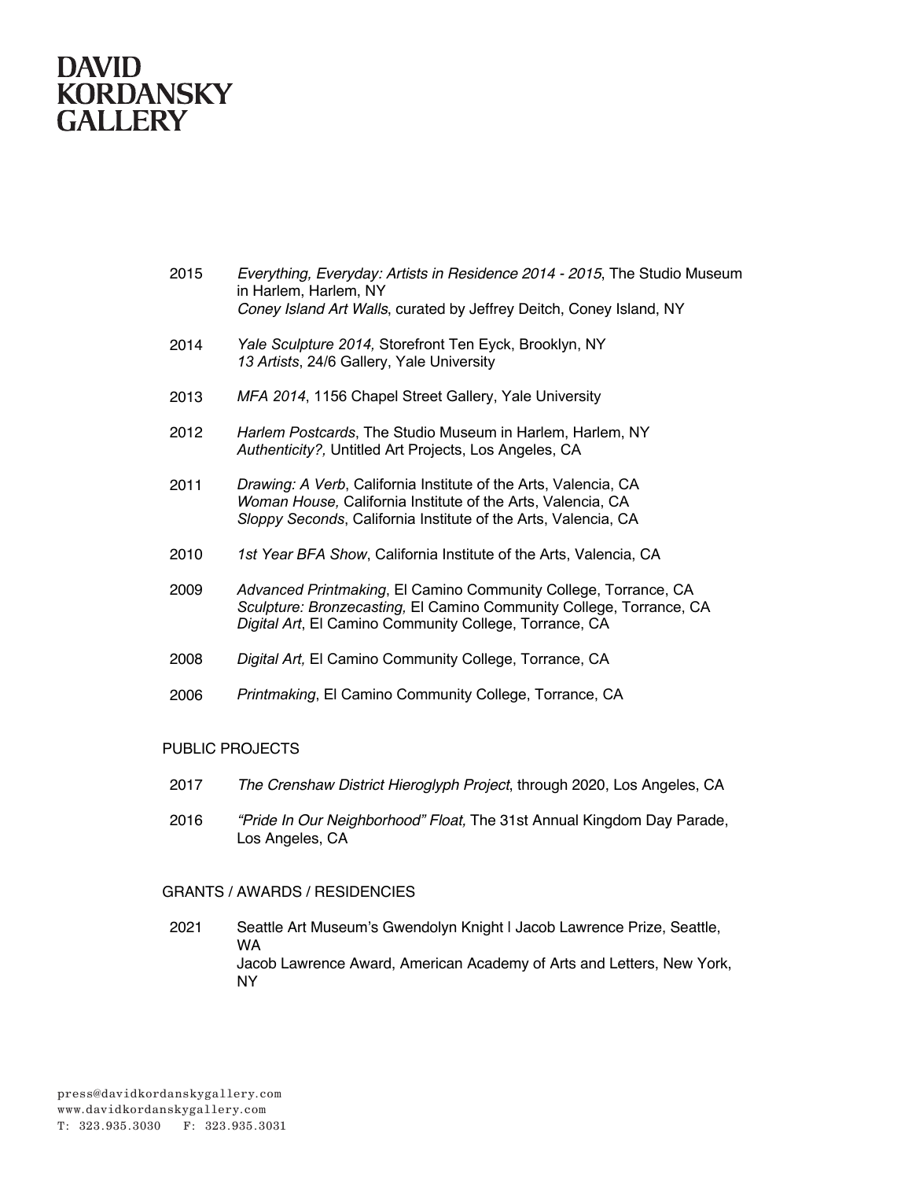2015 *Everything, Everyday: Artists in Residence 2014 - 2015*, The Studio Museum in Harlem, Harlem, NY
*Coney Island Art Walls*, curated by Jeffrey Deitch, Coney Island, NY

2014 *Yale Sculpture 2014,* Storefront Ten Eyck, Brooklyn, NY
*13 Artists*, 24/6 Gallery, Yale University

2013 *MFA 2014*, 1156 Chapel Street Gallery, Yale University

2012 *Harlem Postcards*, The Studio Museum in Harlem, Harlem, NY
*Authenticity?,* Untitled Art Projects, Los Angeles, CA

2011 *Drawing: A Verb*, California Institute of the Arts, Valencia, CA
*Woman House,* California Institute of the Arts, Valencia, CA
*Sloppy Seconds*, California Institute of the Arts, Valencia, CA

2010 *1st Year BFA Show*, California Institute of the Arts, Valencia, CA

2009 *Advanced Printmaking*, El Camino Community College, Torrance, CA
*Sculpture: Bronzecasting,* El Camino Community College, Torrance, CA
*Digital Art*, El Camino Community College, Torrance, CA

2008 *Digital Art,* El Camino Community College, Torrance, CA

2006 *Printmaking*, El Camino Community College, Torrance, CA

PUBLIC PROJECTS

2017 *The Crenshaw District Hieroglyph Project*, through 2020, Los Angeles, CA

2016 *"Pride In Our Neighborhood" Float,* The 31st Annual Kingdom Day Parade, Los Angeles, CA

GRANTS / AWARDS / RESIDENCIES

2021 Seattle Art Museum's Gwendolyn Knight | Jacob Lawrence Prize, Seattle, WA
Jacob Lawrence Award, American Academy of Arts and Letters, New York, NY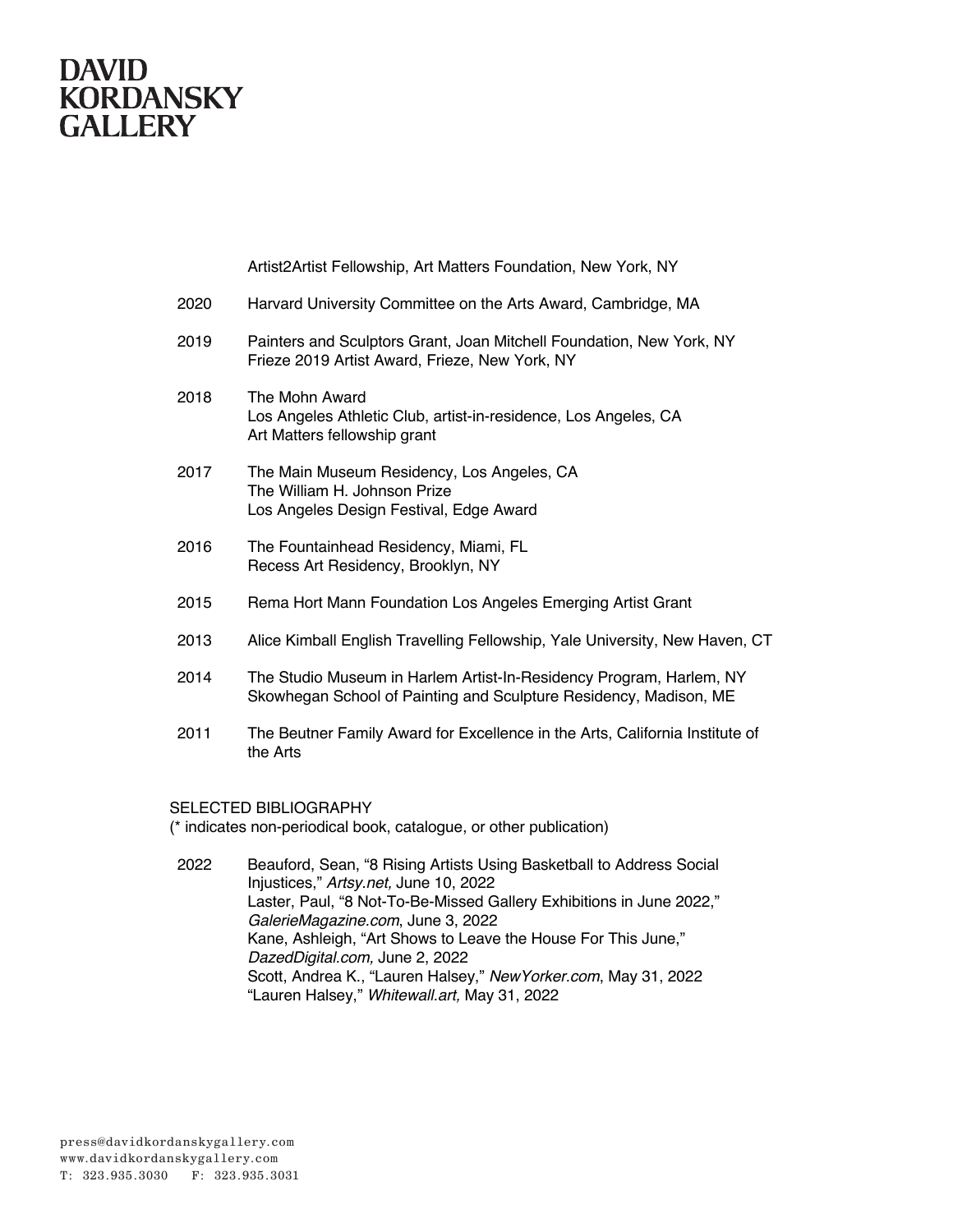Artist2Artist Fellowship, Art Matters Foundation, New York, NY

2020 Harvard University Committee on the Arts Award, Cambridge, MA

2019 Painters and Sculptors Grant, Joan Mitchell Foundation, New York, NY
Frieze 2019 Artist Award, Frieze, New York, NY

2018 The Mohn Award
Los Angeles Athletic Club, artist-in-residence, Los Angeles, CA
Art Matters fellowship grant

2017 The Main Museum Residency, Los Angeles, CA
The William H. Johnson Prize
Los Angeles Design Festival, Edge Award

2016 The Fountainhead Residency, Miami, FL
Recess Art Residency, Brooklyn, NY

2015 Rema Hort Mann Foundation Los Angeles Emerging Artist Grant

2013 Alice Kimball English Travelling Fellowship, Yale University, New Haven, CT

2014 The Studio Museum in Harlem Artist-In-Residency Program, Harlem, NY
Skowhegan School of Painting and Sculpture Residency, Madison, ME

2011 The Beutner Family Award for Excellence in the Arts, California Institute of the Arts

SELECTED BIBLIOGRAPHY
(* indicates non-periodical book, catalogue, or other publication)

2022 Beauford, Sean, "8 Rising Artists Using Basketball to Address Social Injustices," *Artsy.net,* June 10, 2022
Laster, Paul, "8 Not-To-Be-Missed Gallery Exhibitions in June 2022," *GalerieMagazine.com*, June 3, 2022
Kane, Ashleigh, "Art Shows to Leave the House For This June," *DazedDigital.com,* June 2, 2022
Scott, Andrea K., "Lauren Halsey," *NewYorker.com*, May 31, 2022
"Lauren Halsey," *Whitewall.art,* May 31, 2022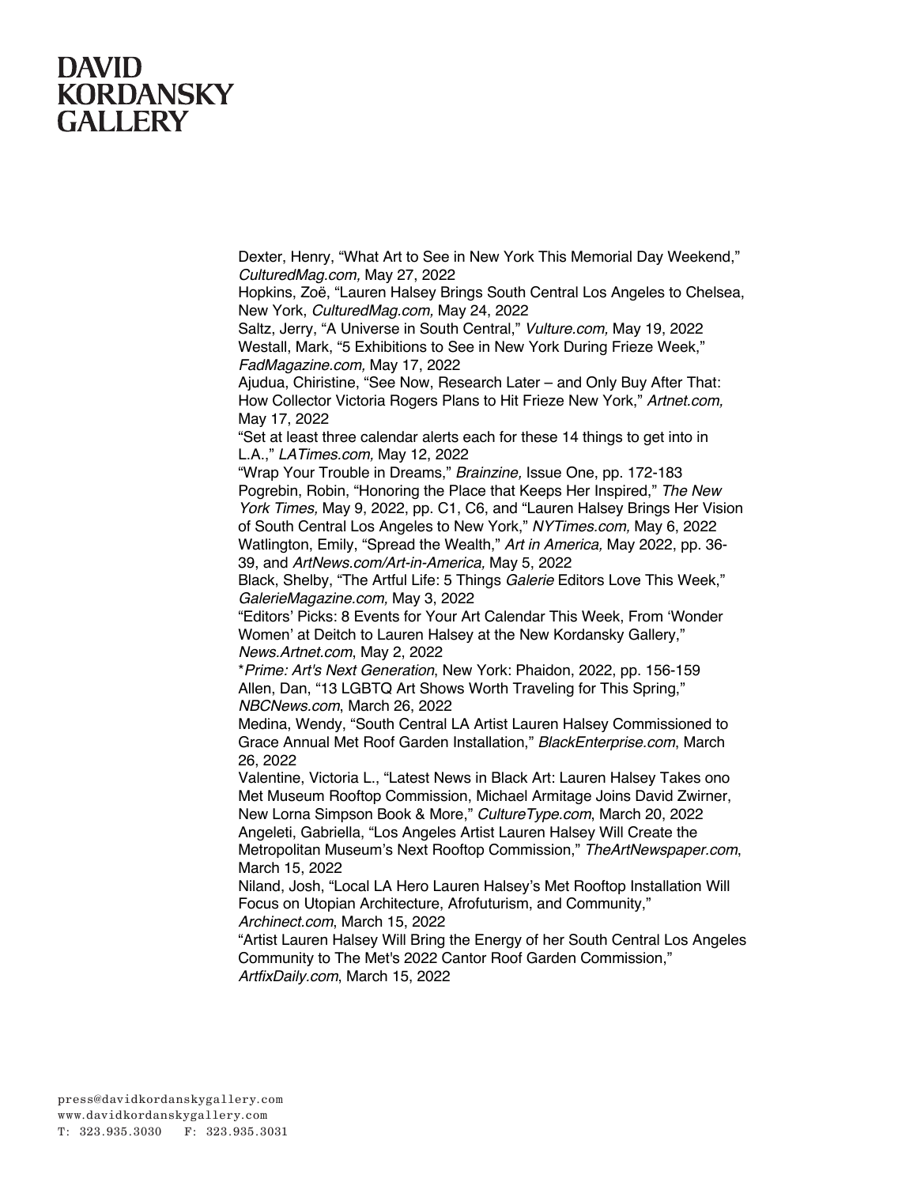Dexter, Henry, “What Art to See in New York This Memorial Day Weekend,” *CulturedMag.com,* May 27, 2022

Hopkins, Zoë, “Lauren Halsey Brings South Central Los Angeles to Chelsea, New York, *CulturedMag.com,* May 24, 2022

Saltz, Jerry, “A Universe in South Central,” *Vulture.com,* May 19, 2022

Westall, Mark, “5 Exhibitions to See in New York During Frieze Week,” *FadMagazine.com,* May 17, 2022

Ajudua, Chiristine, “See Now, Research Later – and Only Buy After That: How Collector Victoria Rogers Plans to Hit Frieze New York,” *Artnet.com,* May 17, 2022

“Set at least three calendar alerts each for these 14 things to get into in L.A.,” *LATimes.com,* May 12, 2022

“Wrap Your Trouble in Dreams,” *Brainzine,* Issue One, pp. 172-183

Pogrebin, Robin, “Honoring the Place that Keeps Her Inspired,” *The New York Times,* May 9, 2022, pp. C1, C6, and “Lauren Halsey Brings Her Vision of South Central Los Angeles to New York,” *NYTimes.com,* May 6, 2022

Watlington, Emily, “Spread the Wealth,” *Art in America,* May 2022, pp. 36-39, and *ArtNews.com/Art-in-America,* May 5, 2022

Black, Shelby, “The Artful Life: 5 Things *Galerie* Editors Love This Week,” *GalerieMagazine.com,* May 3, 2022

“Editors’ Picks: 8 Events for Your Art Calendar This Week, From ‘Wonder Women’ at Deitch to Lauren Halsey at the New Kordansky Gallery,” *News.Artnet.com*, May 2, 2022

\**Prime: Art's Next Generation*, New York: Phaidon, 2022, pp. 156-159

Allen, Dan, “13 LGBTQ Art Shows Worth Traveling for This Spring,” *NBCNews.com*, March 26, 2022

Medina, Wendy, “South Central LA Artist Lauren Halsey Commissioned to Grace Annual Met Roof Garden Installation,” *BlackEnterprise.com*, March 26, 2022

Valentine, Victoria L., “Latest News in Black Art: Lauren Halsey Takes ono Met Museum Rooftop Commission, Michael Armitage Joins David Zwirner, New Lorna Simpson Book & More,” *CultureType.com*, March 20, 2022

Angeleti, Gabriella, “Los Angeles Artist Lauren Halsey Will Create the Metropolitan Museum’s Next Rooftop Commission,” *TheArtNewspaper.com*, March 15, 2022

Niland, Josh, “Local LA Hero Lauren Halsey’s Met Rooftop Installation Will Focus on Utopian Architecture, Afrofuturism, and Community,” *Archinect.com*, March 15, 2022

“Artist Lauren Halsey Will Bring the Energy of her South Central Los Angeles Community to The Met's 2022 Cantor Roof Garden Commission,” *ArtfixDaily.com*, March 15, 2022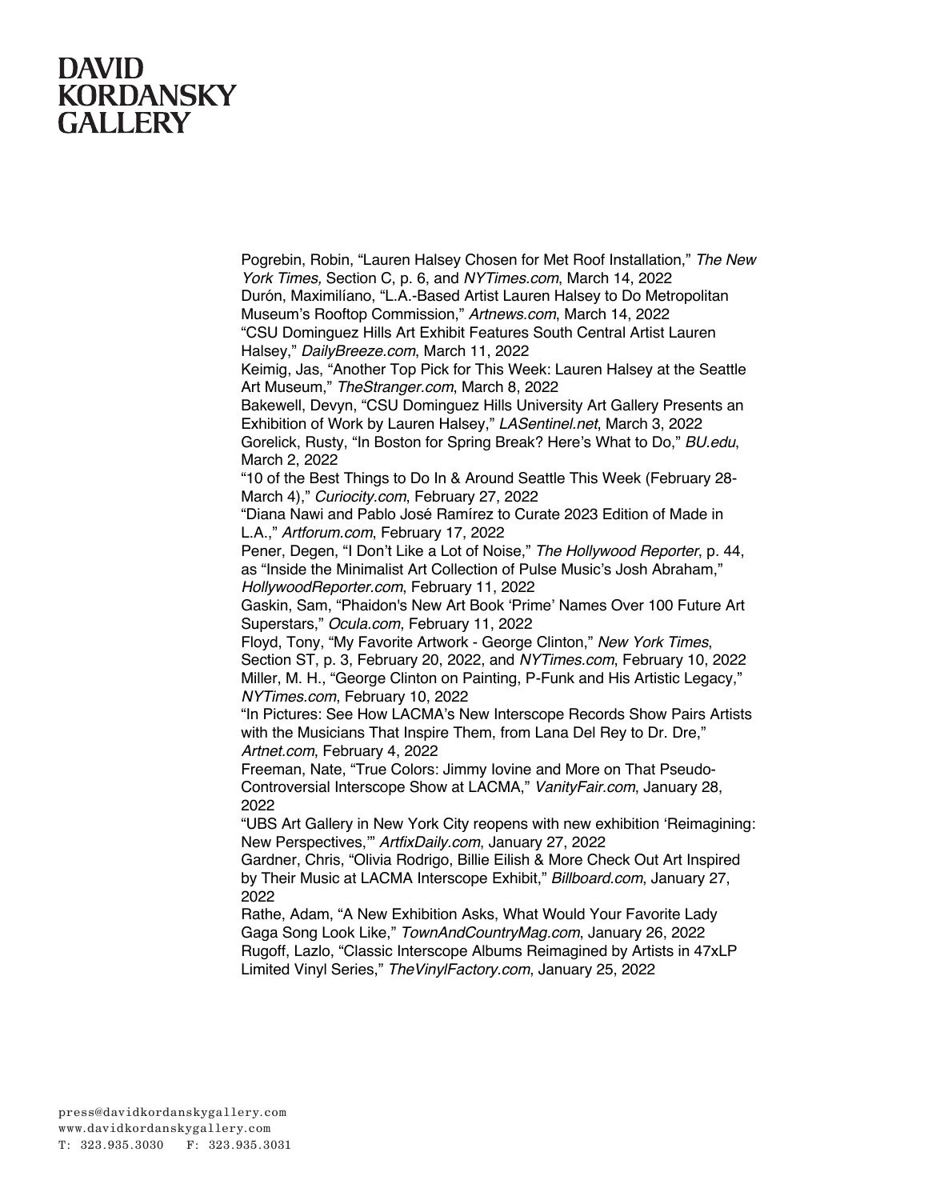Pogrebin, Robin, “Lauren Halsey Chosen for Met Roof Installation,” *The New York Times,* Section C, p. 6, and *NYTimes.com*, March 14, 2022

Durón, Maximilíano, “L.A.-Based Artist Lauren Halsey to Do Metropolitan Museum’s Rooftop Commission,” *Artnews.com*, March 14, 2022

“CSU Dominguez Hills Art Exhibit Features South Central Artist Lauren Halsey,” *DailyBreeze.com*, March 11, 2022

Keimig, Jas, “Another Top Pick for This Week: Lauren Halsey at the Seattle Art Museum,” *TheStranger.com*, March 8, 2022

Bakewell, Devyn, “CSU Dominguez Hills University Art Gallery Presents an Exhibition of Work by Lauren Halsey,” *LASentinel.net*, March 3, 2022

Gorelick, Rusty, “In Boston for Spring Break? Here’s What to Do,” *BU.edu*, March 2, 2022

“10 of the Best Things to Do In & Around Seattle This Week (February 28-March 4),” *Curiocity.com*, February 27, 2022

“Diana Nawi and Pablo José Ramírez to Curate 2023 Edition of Made in L.A.,” *Artforum.com*, February 17, 2022

Pener, Degen, “I Don’t Like a Lot of Noise,” *The Hollywood Reporter*, p. 44, as “Inside the Minimalist Art Collection of Pulse Music’s Josh Abraham,” *HollywoodReporter.com*, February 11, 2022

Gaskin, Sam, “Phaidon's New Art Book ‘Prime’ Names Over 100 Future Art Superstars,” *Ocula.com*, February 11, 2022

Floyd, Tony, “My Favorite Artwork - George Clinton,” *New York Times*, Section ST, p. 3, February 20, 2022, and *NYTimes.com*, February 10, 2022

Miller, M. H., “George Clinton on Painting, P-Funk and His Artistic Legacy,” *NYTimes.com*, February 10, 2022

“In Pictures: See How LACMA’s New Interscope Records Show Pairs Artists with the Musicians That Inspire Them, from Lana Del Rey to Dr. Dre,” *Artnet.com*, February 4, 2022

Freeman, Nate, “True Colors: Jimmy Iovine and More on That Pseudo-Controversial Interscope Show at LACMA,” *VanityFair.com*, January 28, 2022

“UBS Art Gallery in New York City reopens with new exhibition ‘Reimagining: New Perspectives,’” *ArtfixDaily.com*, January 27, 2022

Gardner, Chris, “Olivia Rodrigo, Billie Eilish & More Check Out Art Inspired by Their Music at LACMA Interscope Exhibit,” *Billboard.com*, January 27, 2022

Rathe, Adam, “A New Exhibition Asks, What Would Your Favorite Lady Gaga Song Look Like,” *TownAndCountryMag.com*, January 26, 2022

Rugoff, Lazlo, “Classic Interscope Albums Reimagined by Artists in 47xLP Limited Vinyl Series,” *TheVinylFactory.com*, January 25, 2022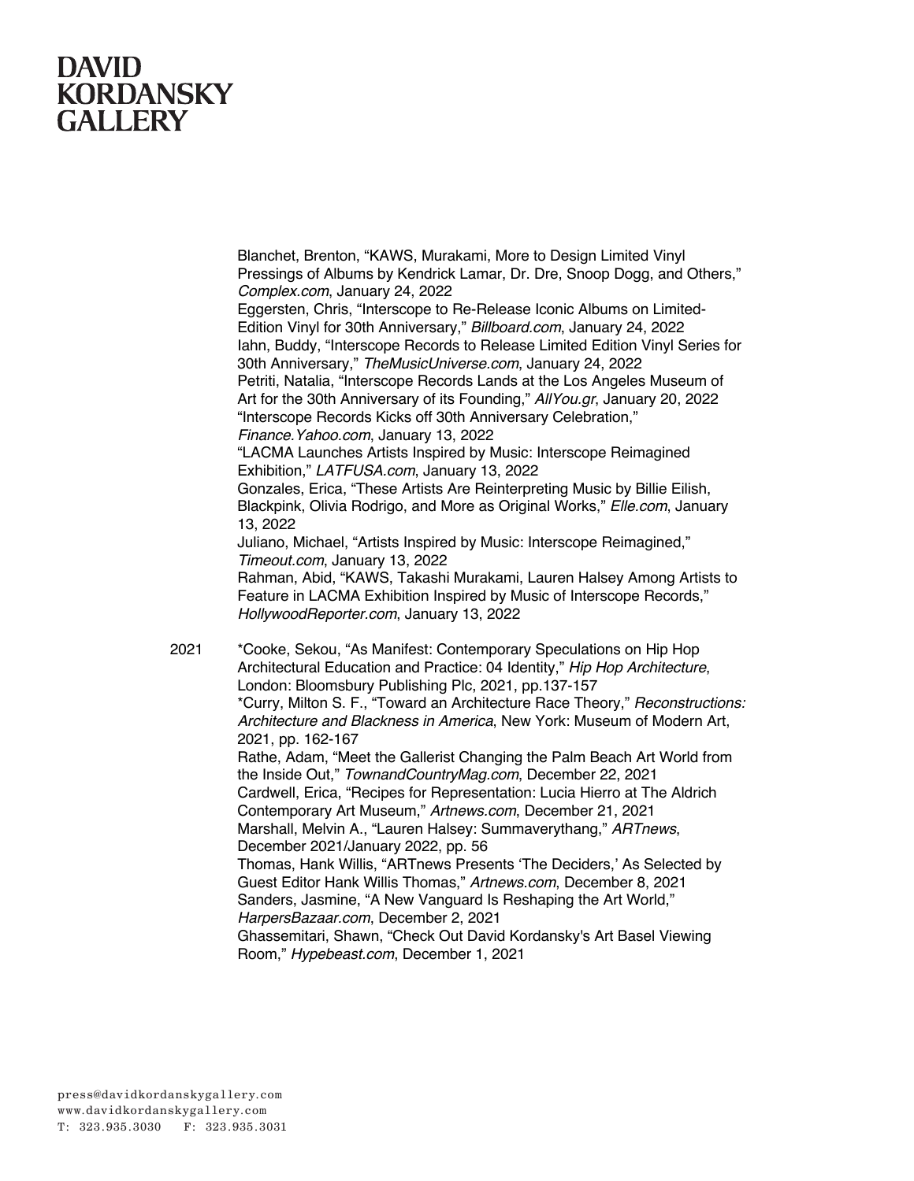Blanchet, Brenton, "KAWS, Murakami, More to Design Limited Vinyl Pressings of Albums by Kendrick Lamar, Dr. Dre, Snoop Dogg, and Others," *Complex.com*, January 24, 2022

Eggersten, Chris, "Interscope to Re-Release Iconic Albums on Limited-Edition Vinyl for 30th Anniversary," *Billboard.com*, January 24, 2022

Iahn, Buddy, "Interscope Records to Release Limited Edition Vinyl Series for 30th Anniversary," *TheMusicUniverse.com*, January 24, 2022

Petriti, Natalia, "Interscope Records Lands at the Los Angeles Museum of Art for the 30th Anniversary of its Founding," *AllYou.gr*, January 20, 2022

"Interscope Records Kicks off 30th Anniversary Celebration," *Finance.Yahoo.com*, January 13, 2022

"LACMA Launches Artists Inspired by Music: Interscope Reimagined Exhibition," *LATFUSA.com*, January 13, 2022

Gonzales, Erica, "These Artists Are Reinterpreting Music by Billie Eilish, Blackpink, Olivia Rodrigo, and More as Original Works," *Elle.com*, January 13, 2022

Juliano, Michael, "Artists Inspired by Music: Interscope Reimagined," *Timeout.com*, January 13, 2022

Rahman, Abid, "KAWS, Takashi Murakami, Lauren Halsey Among Artists to Feature in LACMA Exhibition Inspired by Music of Interscope Records," *HollywoodReporter.com*, January 13, 2022

2021

*Cooke, Sekou, "As Manifest: Contemporary Speculations on Hip Hop Architectural Education and Practice: 04 Identity," *Hip Hop Architecture*, London: Bloomsbury Publishing Plc, 2021, pp.137-157

*Curry, Milton S. F., "Toward an Architecture Race Theory," *Reconstructions: Architecture and Blackness in America*, New York: Museum of Modern Art, 2021, pp. 162-167

Rathe, Adam, "Meet the Gallerist Changing the Palm Beach Art World from the Inside Out," *TownandCountryMag.com*, December 22, 2021

Cardwell, Erica, "Recipes for Representation: Lucia Hierro at The Aldrich Contemporary Art Museum," *Artnews.com*, December 21, 2021

Marshall, Melvin A., "Lauren Halsey: Summaverythang," *ARTnews*, December 2021/January 2022, pp. 56

Thomas, Hank Willis, "ARTnews Presents 'The Deciders,' As Selected by Guest Editor Hank Willis Thomas," *Artnews.com*, December 8, 2021

Sanders, Jasmine, "A New Vanguard Is Reshaping the Art World," *HarpersBazaar.com*, December 2, 2021

Ghassemitari, Shawn, "Check Out David Kordansky's Art Basel Viewing Room," *Hypebeast.com*, December 1, 2021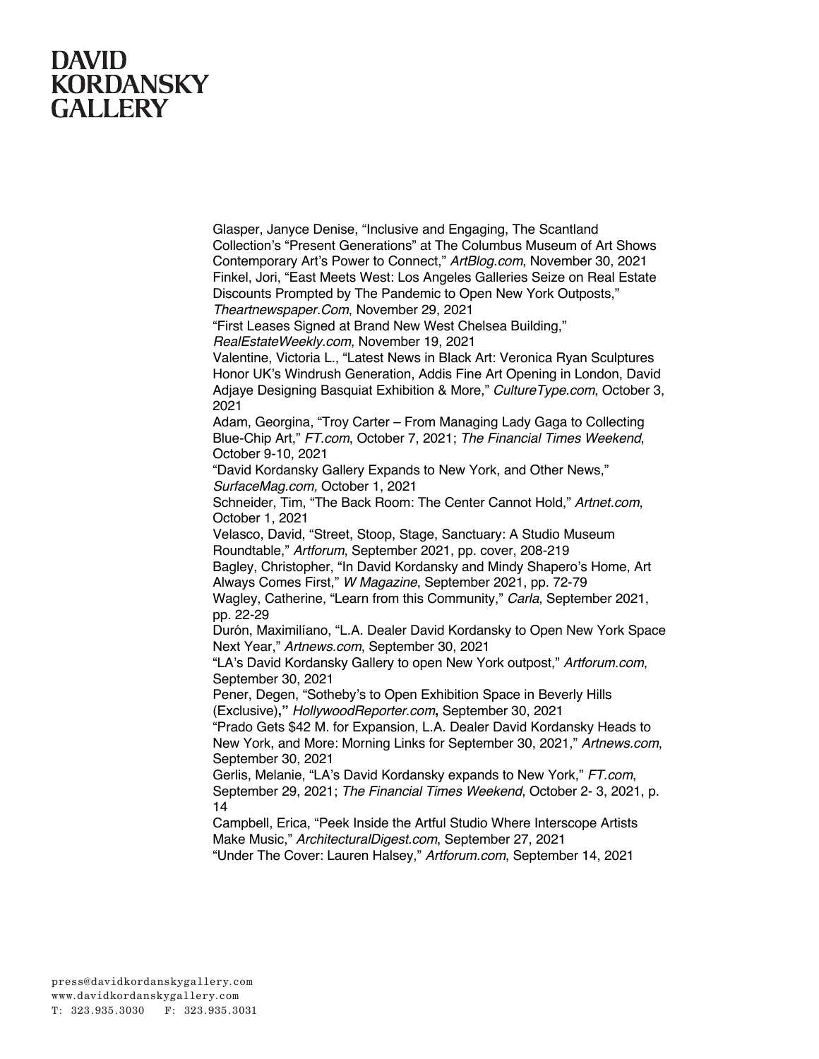Glasper, Janyce Denise, "Inclusive and Engaging, The Scantland Collection's "Present Generations" at The Columbus Museum of Art Shows Contemporary Art's Power to Connect," *ArtBlog.com*, November 30, 2021

Finkel, Jori, "East Meets West: Los Angeles Galleries Seize on Real Estate Discounts Prompted by The Pandemic to Open New York Outposts," *Theartnewspaper.Com*, November 29, 2021

"First Leases Signed at Brand New West Chelsea Building," *RealEstateWeekly.com*, November 19, 2021

Valentine, Victoria L., "Latest News in Black Art: Veronica Ryan Sculptures Honor UK's Windrush Generation, Addis Fine Art Opening in London, David Adjaye Designing Basquiat Exhibition & More," *CultureType.com*, October 3, 2021

Adam, Georgina, "Troy Carter – From Managing Lady Gaga to Collecting Blue-Chip Art," *FT.com*, October 7, 2021; *The Financial Times Weekend*, October 9-10, 2021

"David Kordansky Gallery Expands to New York, and Other News," *SurfaceMag.com,* October 1, 2021

Schneider, Tim, "The Back Room: The Center Cannot Hold," *Artnet.com*, October 1, 2021

Velasco, David, "Street, Stoop, Stage, Sanctuary: A Studio Museum Roundtable," *Artforum*, September 2021, pp. cover, 208-219

Bagley, Christopher, "In David Kordansky and Mindy Shapero's Home, Art Always Comes First," *W Magazine*, September 2021, pp. 72-79

Wagley, Catherine, "Learn from this Community," *Carla*, September 2021, pp. 22-29

Durón, Maximilíano, "L.A. Dealer David Kordansky to Open New York Space Next Year," *Artnews.com*, September 30, 2021

"LA's David Kordansky Gallery to open New York outpost," *Artforum.com*, September 30, 2021

Pener, Degen, "Sotheby's to Open Exhibition Space in Beverly Hills (Exclusive)**,"** *HollywoodReporter.com***,** September 30, 2021

"Prado Gets $42 M. for Expansion, L.A. Dealer David Kordansky Heads to New York, and More: Morning Links for September 30, 2021," *Artnews.com*, September 30, 2021

Gerlis, Melanie, "LA's David Kordansky expands to New York," *FT.com*, September 29, 2021; *The Financial Times Weekend*, October 2- 3, 2021, p. 14

Campbell, Erica, "Peek Inside the Artful Studio Where Interscope Artists Make Music," *ArchitecturalDigest.com*, September 27, 2021

"Under The Cover: Lauren Halsey," *Artforum.com*, September 14, 2021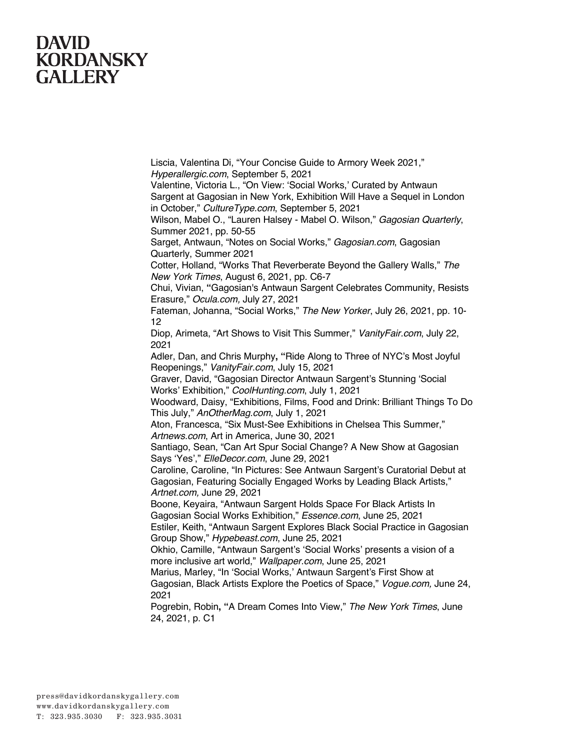# DAVID KORDANSKY GALLERY

Liscia, Valentina Di, “Your Concise Guide to Armory Week 2021,” *Hyperallergic.com*, September 5, 2021

Valentine, Victoria L., “On View: ‘Social Works,’ Curated by Antwaun Sargent at Gagosian in New York, Exhibition Will Have a Sequel in London in October,” *CultureType.com*, September 5, 2021

Wilson, Mabel O., “Lauren Halsey - Mabel O. Wilson,” *Gagosian Quarterly*, Summer 2021, pp. 50-55

Sarget, Antwaun, “Notes on Social Works,” *Gagosian.com*, Gagosian Quarterly, Summer 2021

Cotter, Holland, “Works That Reverberate Beyond the Gallery Walls,” *The New York Times*, August 6, 2021, pp. C6-7

Chui, Vivian, **“**Gagosian's Antwaun Sargent Celebrates Community, Resists Erasure,” *Ocula.com,* July 27, 2021

Fateman, Johanna, “Social Works,” *The New Yorker*, July 26, 2021, pp. 10-12

Diop, Arimeta, “Art Shows to Visit This Summer,” *VanityFair.com*, July 22, 2021

Adler, Dan, and Chris Murphy**, “**Ride Along to Three of NYC’s Most Joyful Reopenings,” *VanityFair.com*, July 15, 2021

Graver, David, “Gagosian Director Antwaun Sargent’s Stunning ‘Social Works’ Exhibition,” *CoolHunting.com*, July 1, 2021

Woodward, Daisy, “Exhibitions, Films, Food and Drink: Brilliant Things To Do This July,” *AnOtherMag.com*, July 1, 2021

Aton, Francesca, “Six Must-See Exhibitions in Chelsea This Summer,” *Artnews.com*, Art in America, June 30, 2021

Santiago, Sean, “Can Art Spur Social Change? A New Show at Gagosian Says ‘Yes’,” *ElleDecor.com*, June 29, 2021

Caroline, Caroline, “In Pictures: See Antwaun Sargent’s Curatorial Debut at Gagosian, Featuring Socially Engaged Works by Leading Black Artists,” *Artnet.com,* June 29, 2021

Boone, Keyaira, “Antwaun Sargent Holds Space For Black Artists In Gagosian Social Works Exhibition,” *Essence.com*, June 25, 2021

Estiler, Keith, “Antwaun Sargent Explores Black Social Practice in Gagosian Group Show,” *Hypebeast.com*, June 25, 2021

Okhio, Camille, “Antwaun Sargent’s ‘Social Works’ presents a vision of a more inclusive art world,” *Wallpaper.com*, June 25, 2021

Marius, Marley, “In ‘Social Works,’ Antwaun Sargent’s First Show at Gagosian, Black Artists Explore the Poetics of Space,” *Vogue.com,* June 24, 2021

Pogrebin, Robin**, “**A Dream Comes Into View,” *The New York Times*, June 24, 2021, p. C1

press@davidkordanskygallery.com
www.davidkordanskygallery.com
T: 323.935.3030 F: 323.935.3031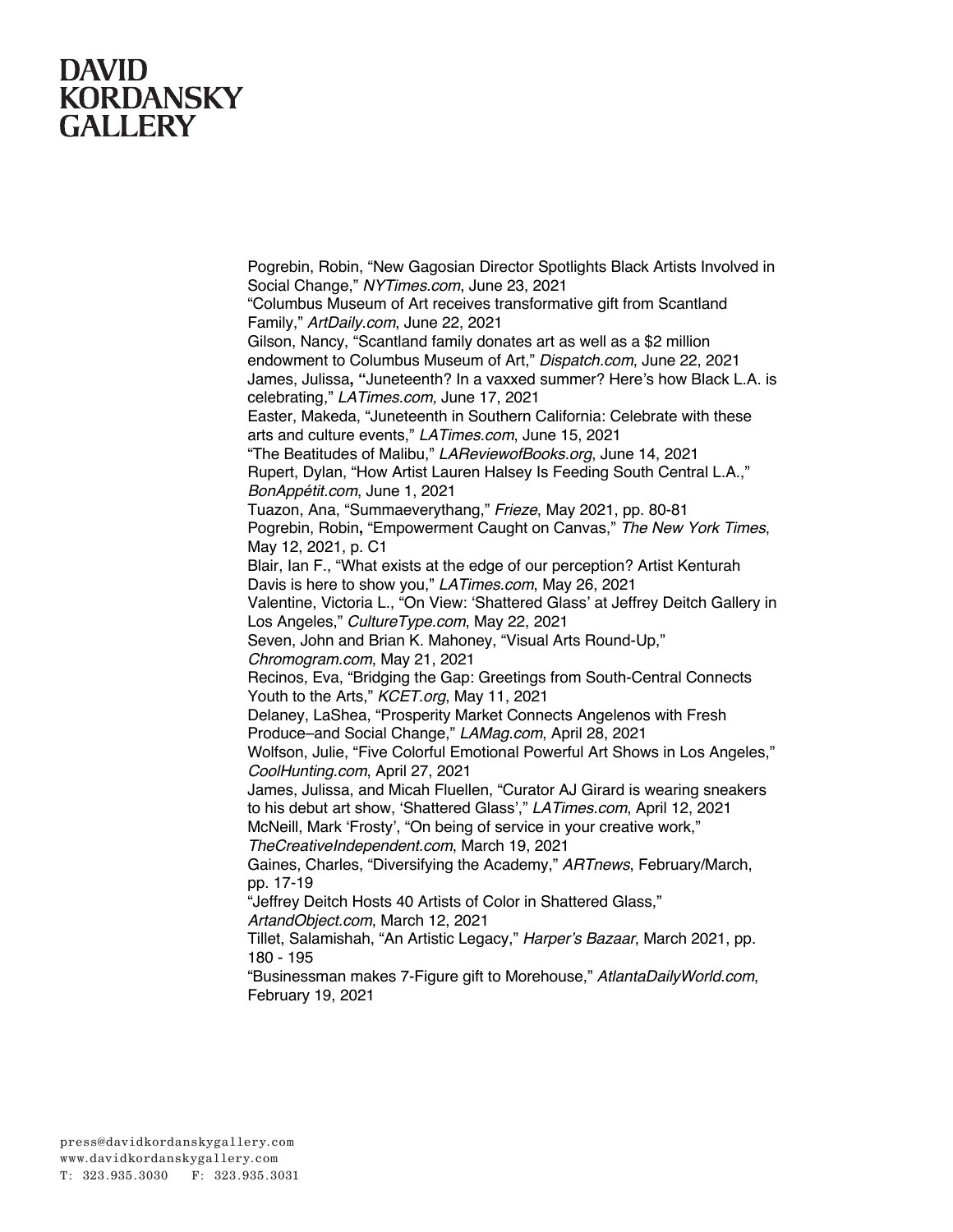Pogrebin, Robin, “New Gagosian Director Spotlights Black Artists Involved in Social Change,” *NYTimes.com*, June 23, 2021

“Columbus Museum of Art receives transformative gift from Scantland Family,” *ArtDaily.com*, June 22, 2021

Gilson, Nancy, “Scantland family donates art as well as a $2 million endowment to Columbus Museum of Art,” *Dispatch.com*, June 22, 2021

James, Julissa**, “**Juneteenth? In a vaxxed summer? Here’s how Black L.A. is celebrating,” *LATimes.com,* June 17, 2021

Easter, Makeda, “Juneteenth in Southern California: Celebrate with these arts and culture events,” *LATimes.com*, June 15, 2021

“The Beatitudes of Malibu,” *LAReviewofBooks.org*, June 14, 2021

Rupert, Dylan, “How Artist Lauren Halsey Is Feeding South Central L.A.,” *BonAppétit.com*, June 1, 2021

Tuazon, Ana, “Summaeverythang,” *Frieze*, May 2021, pp. 80-81

Pogrebin, Robin**,** “Empowerment Caught on Canvas,” *The New York Times*, May 12, 2021, p. C1

Blair, Ian F., “What exists at the edge of our perception? Artist Kenturah Davis is here to show you,” *LATimes.com*, May 26, 2021

Valentine, Victoria L., “On View: ‘Shattered Glass’ at Jeffrey Deitch Gallery in Los Angeles,” *CultureType.com*, May 22, 2021

Seven, John and Brian K. Mahoney, “Visual Arts Round-Up,” *Chromogram.com*, May 21, 2021

Recinos, Eva, “Bridging the Gap: Greetings from South-Central Connects Youth to the Arts,” *KCET.org*, May 11, 2021

Delaney, LaShea, “Prosperity Market Connects Angelenos with Fresh Produce–and Social Change,” *LAMag.com*, April 28, 2021

Wolfson, Julie, “Five Colorful Emotional Powerful Art Shows in Los Angeles,” *CoolHunting.com*, April 27, 2021

James, Julissa, and Micah Fluellen, “Curator AJ Girard is wearing sneakers to his debut art show, ‘Shattered Glass’,” *LATimes.com*, April 12, 2021

McNeill, Mark ‘Frosty’, “On being of service in your creative work,” *TheCreativeIndependent.com*, March 19, 2021

Gaines, Charles, “Diversifying the Academy,” *ARTnews*, February/March, pp. 17-19

“Jeffrey Deitch Hosts 40 Artists of Color in Shattered Glass,” *ArtandObject.com*, March 12, 2021

Tillet, Salamishah, “An Artistic Legacy,” *Harper’s Bazaar*, March 2021, pp. 180 - 195

“Businessman makes 7-Figure gift to Morehouse,” *AtlantaDailyWorld.com*, February 19, 2021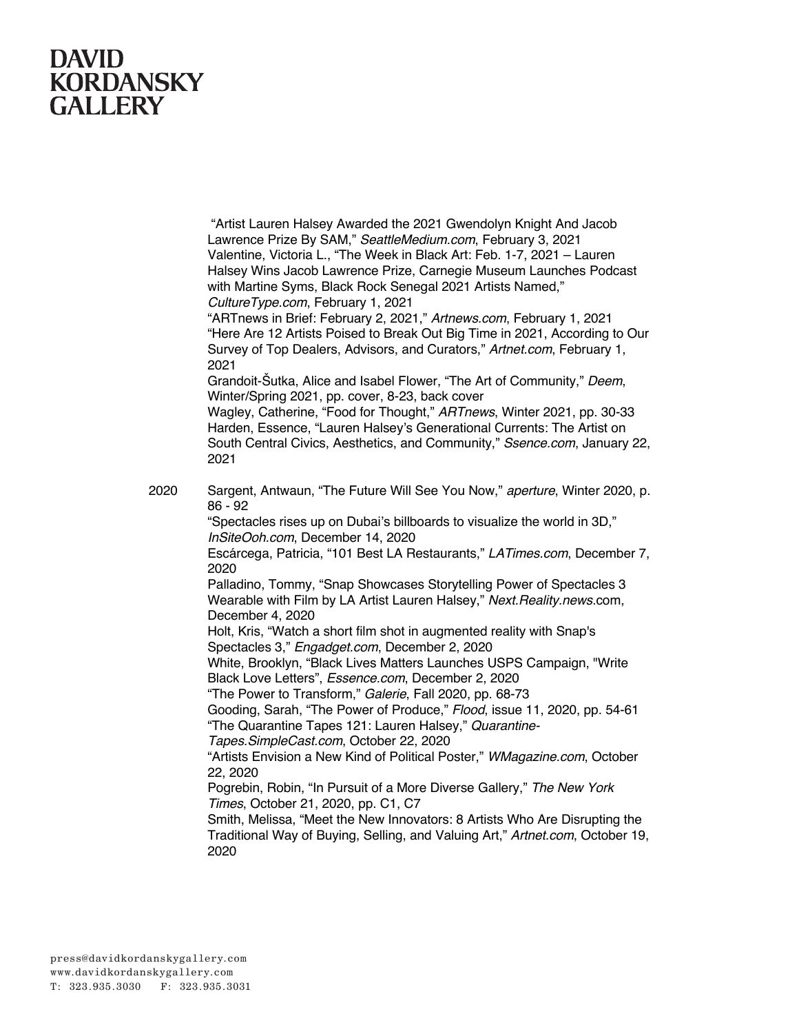"Artist Lauren Halsey Awarded the 2021 Gwendolyn Knight And Jacob Lawrence Prize By SAM," *SeattleMedium.com*, February 3, 2021

Valentine, Victoria L., "The Week in Black Art: Feb. 1-7, 2021 – Lauren Halsey Wins Jacob Lawrence Prize, Carnegie Museum Launches Podcast with Martine Syms, Black Rock Senegal 2021 Artists Named," *CultureType.com*, February 1, 2021

"ARTnews in Brief: February 2, 2021," *Artnews.com*, February 1, 2021

"Here Are 12 Artists Poised to Break Out Big Time in 2021, According to Our Survey of Top Dealers, Advisors, and Curators," *Artnet.com*, February 1, 2021

Grandoit-Šutka, Alice and Isabel Flower, "The Art of Community," *Deem*, Winter/Spring 2021, pp. cover, 8-23, back cover

Wagley, Catherine, "Food for Thought," *ARTnews*, Winter 2021, pp. 30-33

Harden, Essence, "Lauren Halsey's Generational Currents: The Artist on South Central Civics, Aesthetics, and Community," *Ssence.com*, January 22, 2021

**2020**

Sargent, Antwaun, "The Future Will See You Now," *aperture*, Winter 2020, p. 86 - 92

"Spectacles rises up on Dubai's billboards to visualize the world in 3D," *InSiteOoh.com*, December 14, 2020

Escárcega, Patricia, "101 Best LA Restaurants," *LATimes.com*, December 7, 2020

Palladino, Tommy, "Snap Showcases Storytelling Power of Spectacles 3 Wearable with Film by LA Artist Lauren Halsey," *Next.Reality.news*.com, December 4, 2020

Holt, Kris, "Watch a short film shot in augmented reality with Snap's Spectacles 3," *Engadget.com*, December 2, 2020

White, Brooklyn, "Black Lives Matters Launches USPS Campaign, "Write Black Love Letters", *Essence.com*, December 2, 2020

"The Power to Transform," *Galerie*, Fall 2020, pp. 68-73

Gooding, Sarah, "The Power of Produce," *Flood*, issue 11, 2020, pp. 54-61

"The Quarantine Tapes 121: Lauren Halsey," *Quarantine-Tapes.SimpleCast.com*, October 22, 2020

"Artists Envision a New Kind of Political Poster," *WMagazine.com*, October 22, 2020

Pogrebin, Robin, "In Pursuit of a More Diverse Gallery," *The New York Times*, October 21, 2020, pp. C1, C7

Smith, Melissa, "Meet the New Innovators: 8 Artists Who Are Disrupting the Traditional Way of Buying, Selling, and Valuing Art," *Artnet.com*, October 19, 2020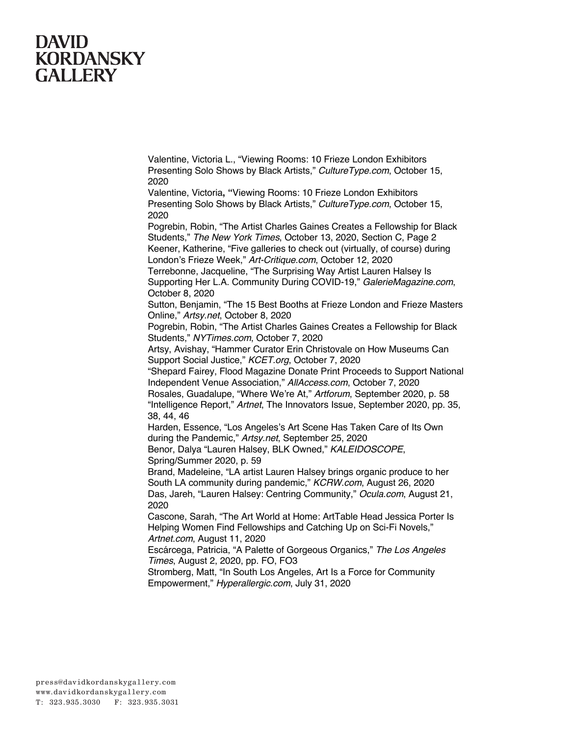Valentine, Victoria L., "Viewing Rooms: 10 Frieze London Exhibitors Presenting Solo Shows by Black Artists," *CultureType.com*, October 15, 2020

Valentine, Victoria**, "**Viewing Rooms: 10 Frieze London Exhibitors Presenting Solo Shows by Black Artists," *CultureType.com*, October 15, 2020

Pogrebin, Robin, "The Artist Charles Gaines Creates a Fellowship for Black Students," *The New York Times*, October 13, 2020, Section C, Page 2

Keener, Katherine, "Five galleries to check out (virtually, of course) during London's Frieze Week," *Art-Critique.com*, October 12, 2020

Terrebonne, Jacqueline, "The Surprising Way Artist Lauren Halsey Is Supporting Her L.A. Community During COVID-19," *GalerieMagazine.com*, October 8, 2020

Sutton, Benjamin, "The 15 Best Booths at Frieze London and Frieze Masters Online," *Artsy.net*, October 8, 2020

Pogrebin, Robin, "The Artist Charles Gaines Creates a Fellowship for Black Students," *NYTimes.com*, October 7, 2020

Artsy, Avishay, "Hammer Curator Erin Christovale on How Museums Can Support Social Justice," *KCET.org*, October 7, 2020

"Shepard Fairey, Flood Magazine Donate Print Proceeds to Support National Independent Venue Association," *AllAccess.com*, October 7, 2020

Rosales, Guadalupe, "Where We're At," *Artforum*, September 2020, p. 58

"Intelligence Report," *Artnet*, The Innovators Issue, September 2020, pp. 35, 38, 44, 46

Harden, Essence, "Los Angeles's Art Scene Has Taken Care of Its Own during the Pandemic," *Artsy.net*, September 25, 2020

Benor, Dalya "Lauren Halsey, BLK Owned," *KALEIDOSCOPE*, Spring/Summer 2020, p. 59

Brand, Madeleine, "LA artist Lauren Halsey brings organic produce to her South LA community during pandemic," *KCRW.com*, August 26, 2020

Das, Jareh, "Lauren Halsey: Centring Community," *Ocula.com*, August 21, 2020

Cascone, Sarah, "The Art World at Home: ArtTable Head Jessica Porter Is Helping Women Find Fellowships and Catching Up on Sci-Fi Novels," *Artnet.com*, August 11, 2020

Escárcega, Patricia, "A Palette of Gorgeous Organics," *The Los Angeles Times*, August 2, 2020, pp. FO, FO3

Stromberg, Matt, "In South Los Angeles, Art Is a Force for Community Empowerment," *Hyperallergic.com*, July 31, 2020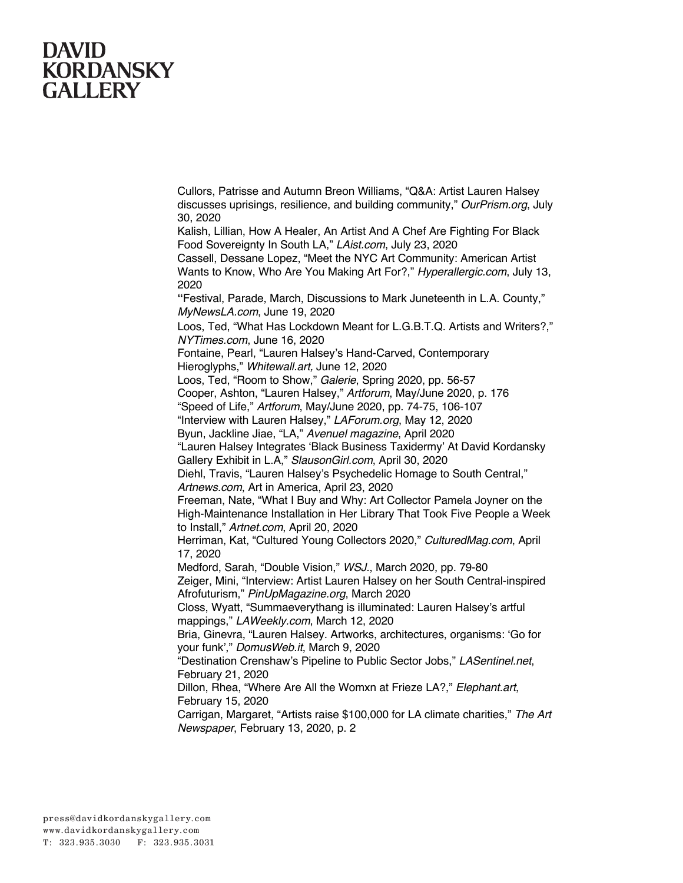Cullors, Patrisse and Autumn Breon Williams, “Q&A: Artist Lauren Halsey discusses uprisings, resilience, and building community,” *OurPrism.org*, July 30, 2020

Kalish, Lillian, How A Healer, An Artist And A Chef Are Fighting For Black Food Sovereignty In South LA,” *LAist.com*, July 23, 2020

Cassell, Dessane Lopez, “Meet the NYC Art Community: American Artist Wants to Know, Who Are You Making Art For?,” *Hyperallergic.com*, July 13, 2020

“Festival, Parade, March, Discussions to Mark Juneteenth in L.A. County,” *MyNewsLA.com*, June 19, 2020

Loos, Ted, “What Has Lockdown Meant for L.G.B.T.Q. Artists and Writers?,” *NYTimes.com*, June 16, 2020

Fontaine, Pearl, “Lauren Halsey’s Hand-Carved, Contemporary Hieroglyphs,” *Whitewall.art,* June 12, 2020

Loos, Ted, “Room to Show,” *Galerie*, Spring 2020, pp. 56-57

Cooper, Ashton, “Lauren Halsey,” *Artforum*, May/June 2020, p. 176

“Speed of Life,” *Artforum*, May/June 2020, pp. 74-75, 106-107

“Interview with Lauren Halsey,” *LAForum.org*, May 12, 2020

Byun, Jackline Jiae, “LA,” *Avenuel magazine*, April 2020

“Lauren Halsey Integrates ‘Black Business Taxidermy’ At David Kordansky Gallery Exhibit in L.A,” *SlausonGirl.com*, April 30, 2020

Diehl, Travis, “Lauren Halsey’s Psychedelic Homage to South Central,” *Artnews.com*, Art in America, April 23, 2020

Freeman, Nate, “What I Buy and Why: Art Collector Pamela Joyner on the High-Maintenance Installation in Her Library That Took Five People a Week to Install,” *Artnet.com*, April 20, 2020

Herriman, Kat, “Cultured Young Collectors 2020,” *CulturedMag.com*, April 17, 2020

Medford, Sarah, “Double Vision,” *WSJ.*, March 2020, pp. 79-80

Zeiger, Mini, “Interview: Artist Lauren Halsey on her South Central-inspired Afrofuturism,” *PinUpMagazine.org*, March 2020

Closs, Wyatt, “Summaeverythang is illuminated: Lauren Halsey’s artful mappings,” *LAWeekly.com*, March 12, 2020

Bria, Ginevra, “Lauren Halsey. Artworks, architectures, organisms: ‘Go for your funk’,” *DomusWeb.it*, March 9, 2020

“Destination Crenshaw’s Pipeline to Public Sector Jobs,” *LASentinel.net*, February 21, 2020

Dillon, Rhea, “Where Are All the Womxn at Frieze LA?,” *Elephant.art*, February 15, 2020

Carrigan, Margaret, “Artists raise $100,000 for LA climate charities,” *The Art Newspaper*, February 13, 2020, p. 2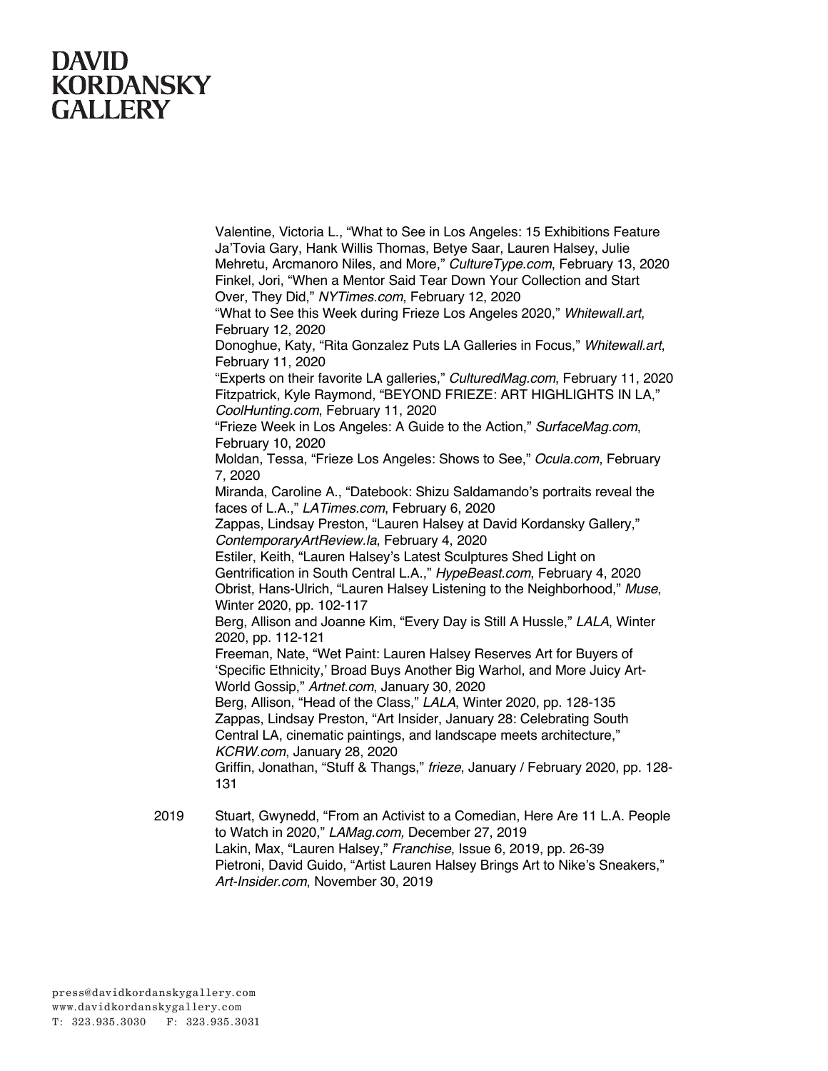Valentine, Victoria L., "What to See in Los Angeles: 15 Exhibitions Feature Ja'Tovia Gary, Hank Willis Thomas, Betye Saar, Lauren Halsey, Julie Mehretu, Arcmanoro Niles, and More," *CultureType.com*, February 13, 2020

Finkel, Jori, "When a Mentor Said Tear Down Your Collection and Start Over, They Did," *NYTimes.com*, February 12, 2020

"What to See this Week during Frieze Los Angeles 2020," *Whitewall.art*, February 12, 2020

Donoghue, Katy, "Rita Gonzalez Puts LA Galleries in Focus," *Whitewall.art*, February 11, 2020

"Experts on their favorite LA galleries," *CulturedMag.com*, February 11, 2020

Fitzpatrick, Kyle Raymond, "BEYOND FRIEZE: ART HIGHLIGHTS IN LA," *CoolHunting.com*, February 11, 2020

"Frieze Week in Los Angeles: A Guide to the Action," *SurfaceMag.com*, February 10, 2020

Moldan, Tessa, "Frieze Los Angeles: Shows to See," *Ocula.com*, February 7, 2020

Miranda, Caroline A., "Datebook: Shizu Saldamando's portraits reveal the faces of L.A.," *LATimes.com*, February 6, 2020

Zappas, Lindsay Preston, "Lauren Halsey at David Kordansky Gallery," *ContemporaryArtReview.la*, February 4, 2020

Estiler, Keith, "Lauren Halsey's Latest Sculptures Shed Light on Gentrification in South Central L.A.," *HypeBeast.com*, February 4, 2020

Obrist, Hans-Ulrich, "Lauren Halsey Listening to the Neighborhood," *Muse*, Winter 2020, pp. 102-117

Berg, Allison and Joanne Kim, "Every Day is Still A Hussle," *LALA*, Winter 2020, pp. 112-121

Freeman, Nate, "Wet Paint: Lauren Halsey Reserves Art for Buyers of 'Specific Ethnicity,' Broad Buys Another Big Warhol, and More Juicy Art-World Gossip," *Artnet.com*, January 30, 2020

Berg, Allison, "Head of the Class," *LALA*, Winter 2020, pp. 128-135

Zappas, Lindsay Preston, "Art Insider, January 28: Celebrating South Central LA, cinematic paintings, and landscape meets architecture," *KCRW.com*, January 28, 2020

Griffin, Jonathan, "Stuff & Thangs," *frieze*, January / February 2020, pp. 128-131

2019

Stuart, Gwynedd, "From an Activist to a Comedian, Here Are 11 L.A. People to Watch in 2020," *LAMag.com,* December 27, 2019

Lakin, Max, "Lauren Halsey," *Franchise*, Issue 6, 2019, pp. 26-39

Pietroni, David Guido, "Artist Lauren Halsey Brings Art to Nike's Sneakers," *Art-Insider.com*, November 30, 2019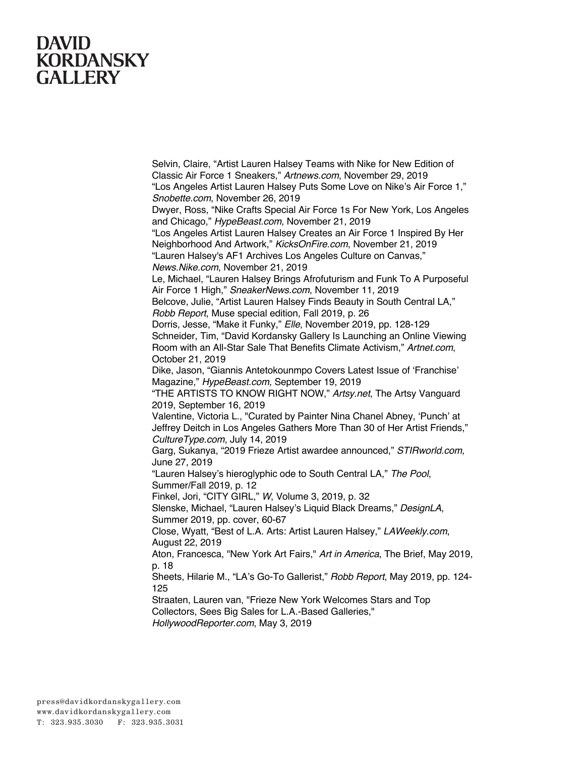Selvin, Claire, “Artist Lauren Halsey Teams with Nike for New Edition of Classic Air Force 1 Sneakers,” *Artnews.com*, November 29, 2019

“Los Angeles Artist Lauren Halsey Puts Some Love on Nike’s Air Force 1,” *Snobette.com*, November 26, 2019

Dwyer, Ross, “Nike Crafts Special Air Force 1s For New York, Los Angeles and Chicago,” *HypeBeast.com*, November 21, 2019

“Los Angeles Artist Lauren Halsey Creates an Air Force 1 Inspired By Her Neighborhood And Artwork,” *KicksOnFire.com*, November 21, 2019

“Lauren Halsey's AF1 Archives Los Angeles Culture on Canvas,” *News.Nike.com*, November 21, 2019

Le, Michael, “Lauren Halsey Brings Afrofuturism and Funk To A Purposeful Air Force 1 High,” *SneakerNews.com*, November 11, 2019

Belcove, Julie, “Artist Lauren Halsey Finds Beauty in South Central LA,” *Robb Report*, Muse special edition, Fall 2019, p. 26

Dorris, Jesse, “Make it Funky,” *Elle*, November 2019, pp. 128-129

Schneider, Tim, “David Kordansky Gallery Is Launching an Online Viewing Room with an All-Star Sale That Benefits Climate Activism,” *Artnet.com*, October 21, 2019

Dike, Jason, “Giannis Antetokounmpo Covers Latest Issue of ‘Franchise’ Magazine,” *HypeBeast.com,* September 19, 2019

“THE ARTISTS TO KNOW RIGHT NOW,” *Artsy.net*, The Artsy Vanguard 2019, September 16, 2019

Valentine, Victoria L., "Curated by Painter Nina Chanel Abney, ‘Punch’ at Jeffrey Deitch in Los Angeles Gathers More Than 30 of Her Artist Friends," *CultureType.com*, July 14, 2019

Garg, Sukanya, “2019 Frieze Artist awardee announced,” *STIRworld.com,* June 27, 2019

“Lauren Halsey’s hieroglyphic ode to South Central LA,” *The Pool*, Summer/Fall 2019, p. 12

Finkel, Jori, “CITY GIRL,” *W*, Volume 3, 2019, p. 32

Slenske, Michael, “Lauren Halsey’s Liquid Black Dreams,” *DesignLA*, Summer 2019, pp. cover, 60-67

Close, Wyatt, “Best of L.A. Arts: Artist Lauren Halsey,” *LAWeekly.com*, August 22, 2019

Aton, Francesca, "New York Art Fairs," *Art in America*, The Brief, May 2019, p. 18

Sheets, Hilarie M., “LA’s Go-To Gallerist,” *Robb Report*, May 2019, pp. 124-125

Straaten, Lauren van, "Frieze New York Welcomes Stars and Top Collectors, Sees Big Sales for L.A.-Based Galleries," *HollywoodReporter.com*, May 3, 2019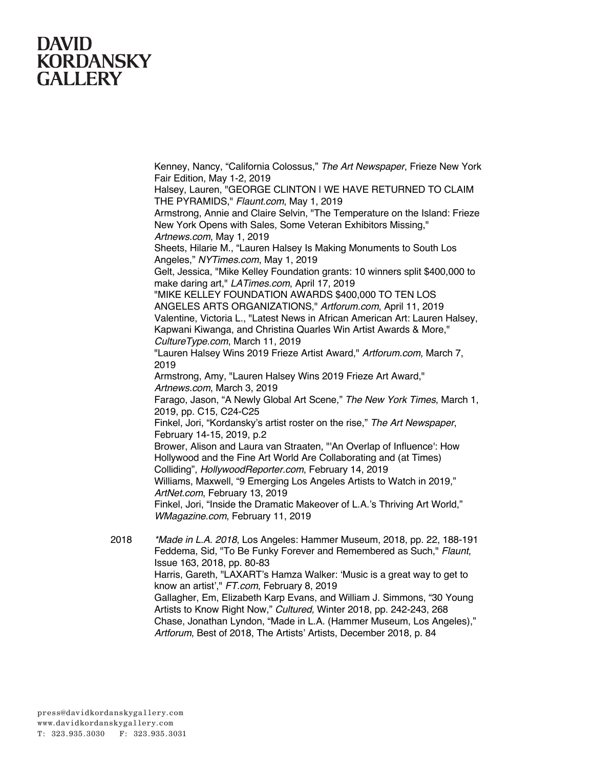Kenney, Nancy, “California Colossus,” *The Art Newspaper*, Frieze New York Fair Edition, May 1-2, 2019

Halsey, Lauren, "GEORGE CLINTON I WE HAVE RETURNED TO CLAIM THE PYRAMIDS," *Flaunt.com*, May 1, 2019

Armstrong, Annie and Claire Selvin, "The Temperature on the Island: Frieze New York Opens with Sales, Some Veteran Exhibitors Missing," *Artnews.com*, May 1, 2019

Sheets, Hilarie M., “Lauren Halsey Is Making Monuments to South Los Angeles,” *NYTimes.com*, May 1, 2019

Gelt, Jessica, "Mike Kelley Foundation grants: 10 winners split $400,000 to make daring art," *LATimes.com,* April 17, 2019

"MIKE KELLEY FOUNDATION AWARDS $400,000 TO TEN LOS ANGELES ARTS ORGANIZATIONS," *Artforum.com*, April 11, 2019

Valentine, Victoria L., "Latest News in African American Art: Lauren Halsey, Kapwani Kiwanga, and Christina Quarles Win Artist Awards & More," *CultureType.com*, March 11, 2019

"Lauren Halsey Wins 2019 Frieze Artist Award," *Artforum.com*, March 7, 2019

Armstrong, Amy, "Lauren Halsey Wins 2019 Frieze Art Award," *Artnews.com*, March 3, 2019

Farago, Jason, “A Newly Global Art Scene,” *The New York Times*, March 1, 2019, pp. C15, C24-C25

Finkel, Jori, “Kordansky’s artist roster on the rise,” *The Art Newspaper*, February 14-15, 2019, p.2

Brower, Alison and Laura van Straaten, "'An Overlap of Influence': How Hollywood and the Fine Art World Are Collaborating and (at Times) Colliding”, *HollywoodReporter.com*, February 14, 2019

Williams, Maxwell, “9 Emerging Los Angeles Artists to Watch in 2019,” *ArtNet.com*, February 13, 2019

Finkel, Jori, “Inside the Dramatic Makeover of L.A.’s Thriving Art World,” *WMagazine.com*, February 11, 2019

2018

*\*Made in L.A. 2018*, Los Angeles: Hammer Museum, 2018, pp. 22, 188-191

Feddema, Sid, "To Be Funky Forever and Remembered as Such," *Flaunt*, Issue 163, 2018, pp. 80-83

Harris, Gareth, "LAXART’s Hamza Walker: ‘Music is a great way to get to know an artist’," *FT.com*, February 8, 2019

Gallagher, Em, Elizabeth Karp Evans, and William J. Simmons, “30 Young Artists to Know Right Now,” *Cultured,* Winter 2018, pp. 242-243, 268

Chase, Jonathan Lyndon, “Made in L.A. (Hammer Museum, Los Angeles),” *Artforum*, Best of 2018, The Artists’ Artists, December 2018, p. 84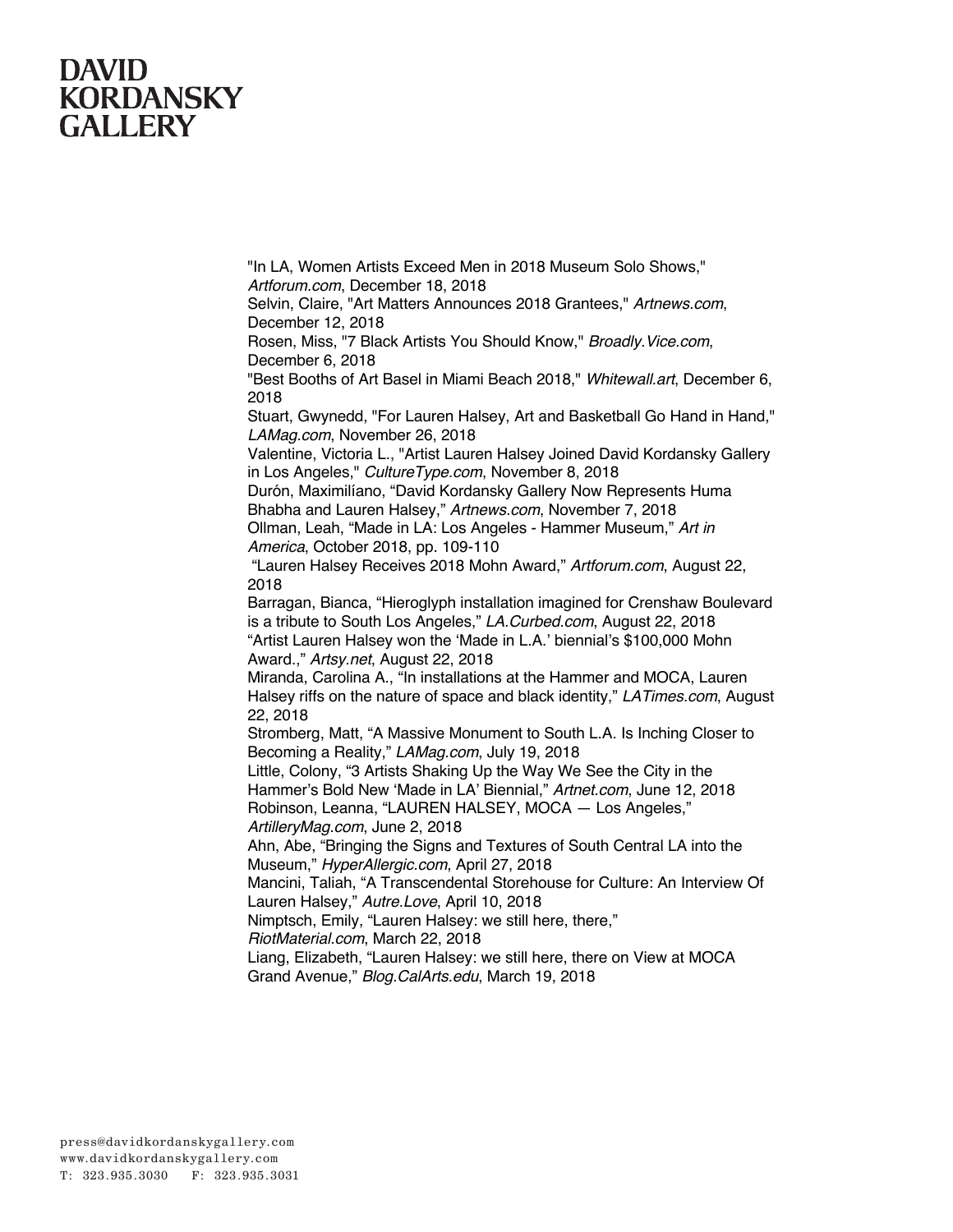"In LA, Women Artists Exceed Men in 2018 Museum Solo Shows," *Artforum.com*, December 18, 2018

Selvin, Claire, "Art Matters Announces 2018 Grantees," *Artnews.com*, December 12, 2018

Rosen, Miss, "7 Black Artists You Should Know," *Broadly.Vice.com*, December 6, 2018

"Best Booths of Art Basel in Miami Beach 2018," *Whitewall.art*, December 6, 2018

Stuart, Gwynedd, "For Lauren Halsey, Art and Basketball Go Hand in Hand," *LAMag.com*, November 26, 2018

Valentine, Victoria L., "Artist Lauren Halsey Joined David Kordansky Gallery in Los Angeles," *CultureType.com*, November 8, 2018

Durón, Maximilíano, "David Kordansky Gallery Now Represents Huma Bhabha and Lauren Halsey," *Artnews.com*, November 7, 2018

Ollman, Leah, "Made in LA: Los Angeles - Hammer Museum," *Art in America*, October 2018, pp. 109-110

"Lauren Halsey Receives 2018 Mohn Award," *Artforum.com*, August 22, 2018

Barragan, Bianca, "Hieroglyph installation imagined for Crenshaw Boulevard is a tribute to South Los Angeles," *LA.Curbed.com*, August 22, 2018

"Artist Lauren Halsey won the 'Made in L.A.' biennial's $100,000 Mohn Award.," *Artsy.net*, August 22, 2018

Miranda, Carolina A., "In installations at the Hammer and MOCA, Lauren Halsey riffs on the nature of space and black identity," *LATimes.com*, August 22, 2018

Stromberg, Matt, "A Massive Monument to South L.A. Is Inching Closer to Becoming a Reality," *LAMag.com*, July 19, 2018

Little, Colony, "3 Artists Shaking Up the Way We See the City in the Hammer's Bold New 'Made in LA' Biennial," *Artnet.com*, June 12, 2018

Robinson, Leanna, "LAUREN HALSEY, MOCA — Los Angeles," *ArtilleryMag.com*, June 2, 2018

Ahn, Abe, "Bringing the Signs and Textures of South Central LA into the Museum," *HyperAllergic.com*, April 27, 2018

Mancini, Taliah, "A Transcendental Storehouse for Culture: An Interview Of Lauren Halsey," *Autre.Love*, April 10, 2018

Nimptsch, Emily, "Lauren Halsey: we still here, there," *RiotMaterial.com*, March 22, 2018

Liang, Elizabeth, "Lauren Halsey: we still here, there on View at MOCA Grand Avenue," *Blog.CalArts.edu*, March 19, 2018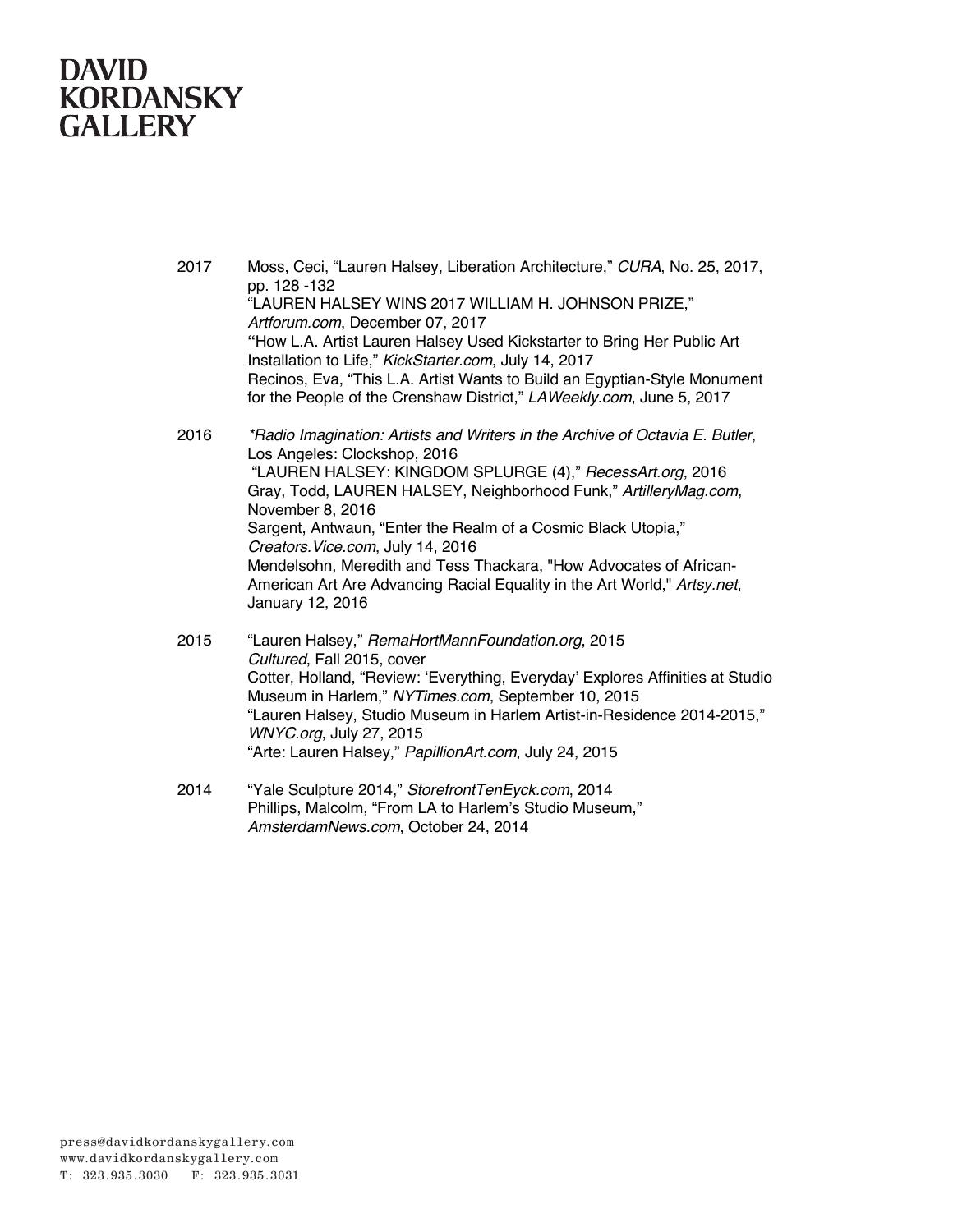# DAVID KORDANSKY GALLERY

2017 Moss, Ceci, "Lauren Halsey, Liberation Architecture," *CURA*, No. 25, 2017, pp. 128 -132
"LAUREN HALSEY WINS 2017 WILLIAM H. JOHNSON PRIZE," *Artforum.com*, December 07, 2017
"How L.A. Artist Lauren Halsey Used Kickstarter to Bring Her Public Art Installation to Life," *KickStarter.com*, July 14, 2017
Recinos, Eva, "This L.A. Artist Wants to Build an Egyptian-Style Monument for the People of the Crenshaw District," *LAWeekly.com*, June 5, 2017

2016 **Radio Imagination: Artists and Writers in the Archive of Octavia E. Butler*, Los Angeles: Clockshop, 2016
"LAUREN HALSEY: KINGDOM SPLURGE (4)," *RecessArt.org*, 2016
Gray, Todd, LAUREN HALSEY, Neighborhood Funk," *ArtilleryMag.com*, November 8, 2016
Sargent, Antwaun, "Enter the Realm of a Cosmic Black Utopia," *Creators.Vice.com*, July 14, 2016
Mendelsohn, Meredith and Tess Thackara, "How Advocates of African-American Art Are Advancing Racial Equality in the Art World," *Artsy.net*, January 12, 2016

2015 "Lauren Halsey," *RemaHortMannFoundation.org*, 2015
*Cultured*, Fall 2015, cover
Cotter, Holland, "Review: 'Everything, Everyday' Explores Affinities at Studio Museum in Harlem," *NYTimes.com*, September 10, 2015
"Lauren Halsey, Studio Museum in Harlem Artist-in-Residence 2014-2015," *WNYC.org*, July 27, 2015
"Arte: Lauren Halsey," *PapillionArt.com*, July 24, 2015

2014 "Yale Sculpture 2014," *StorefrontTenEyck.com*, 2014
Phillips, Malcolm, "From LA to Harlem's Studio Museum," *AmsterdamNews.com*, October 24, 2014

press@davidkordanskygallery.com
www.davidkordanskygallery.com
T: 323.935.3030 F: 323.935.3031